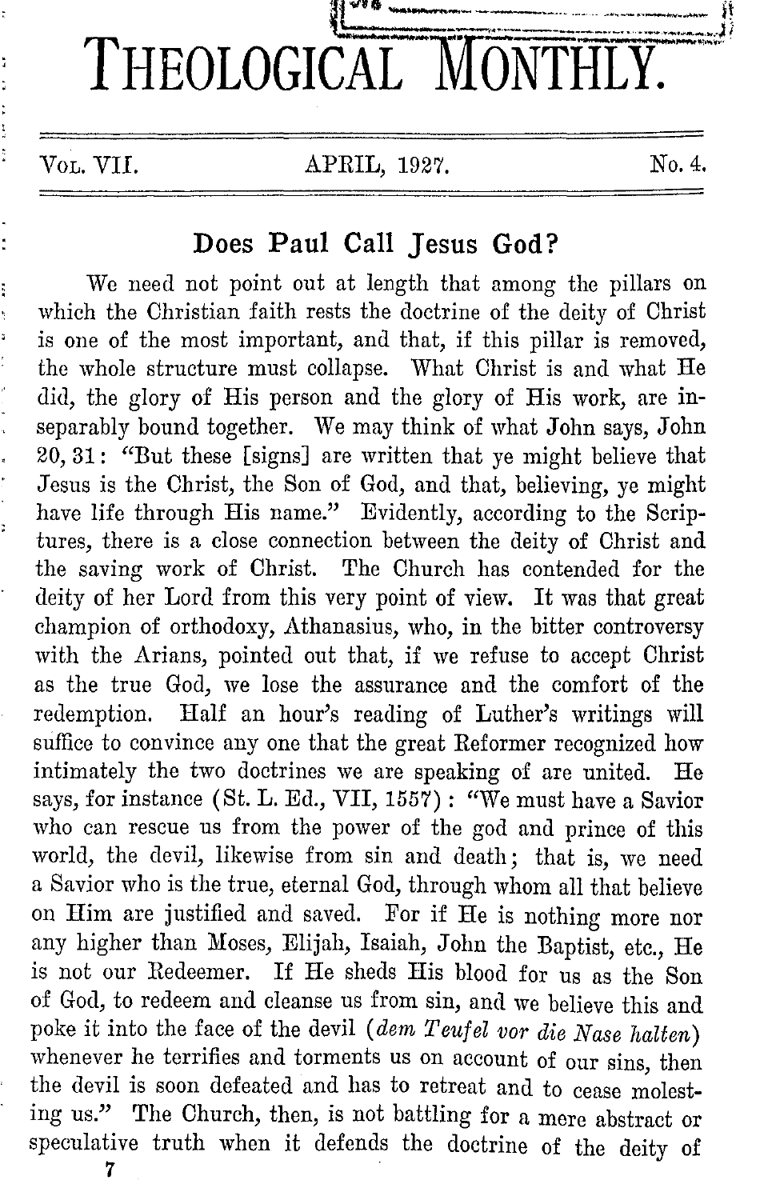# THEOLOGICAL MONTHLY.

VOL. VII. APRIL, 1927. No. 4.

## Does Paul Call Jesus God?

We need not point out at length that among the pillars on which the Christian faith rests the doctrine of the deity of Christ is one of the most important, and that, if this pillar is removed, the whole structure must collapse. What Christ is and what He did, the glory of His person and the glory of His work, are inseparably bound together. We may think of what John says, John 20, 31: "But these [signs] are written that ye might believe that Jesus is the Christ, the Son of God, and that, believing, ye might have life through His name." Evidently, according to the Scriptures, there is a close connection between the deity of Christ and the saving work of Christ. The Church has contended for the deity of her Lord from this very point of view. It was that great champion of orthodoxy, Athanasius, who, in the bitter controversy with the Arians, pointed out that, if we refuse to accept Christ as the true God, we lose the assurance and the comfort of the redemption. Half an hour's reading of Luther's writings will suffice to convince any one that the great Reformer recognized how intimately the two doctrines we are speaking of are united. He says, for instance (St. L. Ed., VII, 1557): "We must have a Savior who can rescue us from the power of the god and prince of this world, the devil, likewise from sin and death; that is, we need a Savior who is the true, eternal God, through whom all that believe on Him are justified and saved. For if He is nothing more nor any higher than Moses, Elijah, Isaiah, John the Baptist, etc., He is not our Redeemer. If He sheds His blood for us as the Son of God, to redeem and cleanse us from sin, and we believe this and poke it into the face of the devil (*dem Teufel vor die Nase halten*) whenever he terrifies and torments us on account of our sins, then the devil is soon defeated and has to retreat and to cease molesting us." The Church, then, is not battling for a mere abstract or speculative truth when it defends the doctrine of the deity of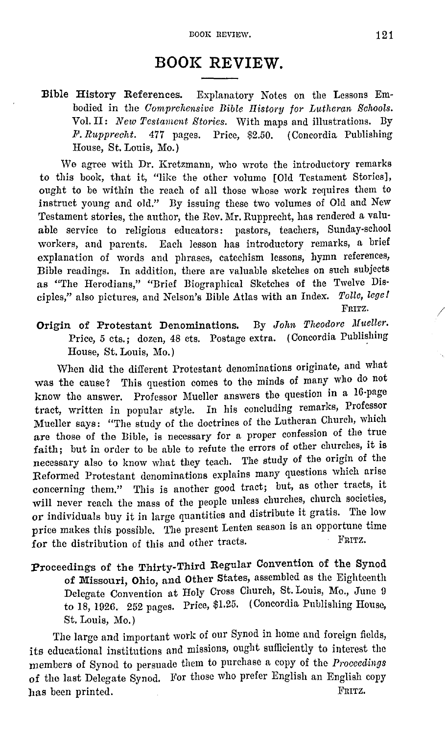# BOOK REVIEW.

**Bible History References.** Explanatory Notes on the Lessons Embodied in the *Comprehensive Bible History for Lutheran Schools.* Vol. II: *New Testament Stories.* With maps and illustrations. By *F. Rupprecht.* 477 pages. Price, $2.50. (Concordia Publishing House, St. Louis, Mo.)

We agree with Dr. Kretzmann, who wrote the introductory remarks to this book, that it, "like the other volume [Old Testament Stories], ought to be within the reach of all those whose work requires them to instruct young and old." By issuing these two volumes of Old and New Testament stories, the author, the Rev. Mr. Rupprecht, has rendered a valuable service to religious educators: pastors, teachers, Sunday-school workers, and parents. Each lesson has introductory remarks, a brief explanation of words and phrases, catechism lessons, hymn references, Bible readings. In addition, there are valuable sketches on such subjects as "The Herodians," "Brief Biographical Sketches of the Twelve Disciples," also pictures, and Nelson's Bible Atlas with an Index. *Tolle, lege!*

FRITZ.

**Origin of Protestant Denominations.** By *John Theodore Mueller.* Price, 5 cts.; dozen, 48 cts. Postage extra. (Concordia Publishing House, St. Louis, Mo.)

When did the different Protestant denominations originate, and what was the cause? This question comes to the minds of many who do not know the answer. Professor Mueller answers the question in a 16-page tract, written in popular style. In his concluding remarks, Professor Mueller says: "The study of the doctrines of the Lutheran Church, which are those of the Bible, is necessary for a proper confession of the true faith; but in order to be able to refute the errors of other churches, it is necessary also to know what they teach. The study of the origin of the Reformed Protestant denominations explains many questions which arise concerning them." This is another good tract; but, as other tracts, it will never reach the mass of the people unless churches, church societies, or individuals buy it in large quantities and distribute it gratis. The low price makes this possible. The present Lenten season is an opportune time for the distribution of this and other tracts.

FRITZ.

**Proceedings of the Thirty-Third Regular Convention of the Synod of Missouri, Ohio, and Other States,** assembled as the Eighteenth Delegate Convention at Holy Cross Church, St. Louis, Mo., June 9 to 18, 1926. 252 pages. Price, $1.25. (Concordia Publishing House, St. Louis, Mo.)

The large and important work of our Synod in home and foreign fields, its educational institutions and missions, ought sufficiently to interest the members of Synod to persuade them to purchase a copy of the *Proceedings* of the last Delegate Synod. For those who prefer English an English copy has been printed.

FRITZ.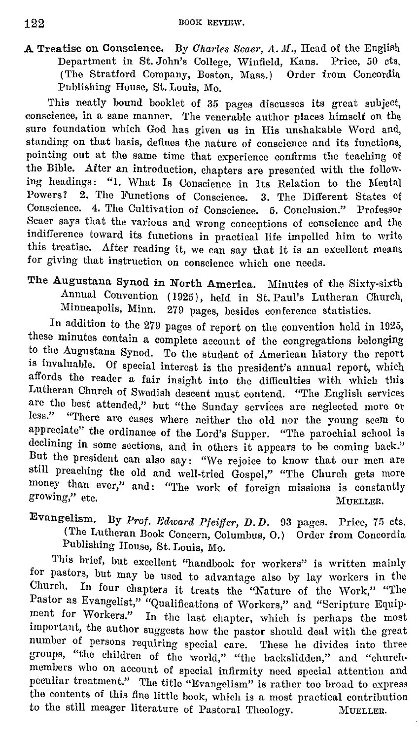**A Treatise on Conscience.** By *Charles Scaer, A. M.*, Head of the English Department in St. John's College, Winfield, Kans. Price, 50 cts. (The Stratford Company, Boston, Mass.) Order from Concordia Publishing House, St. Louis, Mo.

This neatly bound booklet of 35 pages discusses its great subject, conscience, in a sane manner. The venerable author places himself on the sure foundation which God has given us in His unshakable Word and, standing on that basis, defines the nature of conscience and its functions, pointing out at the same time that experience confirms the teaching of the Bible. After an introduction, chapters are presented with the following headings: "1. What Is Conscience in Its Relation to the Mental Powers? 2. The Functions of Conscience. 3. The Different States of Conscience. 4. The Cultivation of Conscience. 5. Conclusion." Professor Scaer says that the various and wrong conceptions of conscience and the indifference toward its functions in practical life impelled him to write this treatise. After reading it, we can say that it is an excellent means for giving that instruction on conscience which one needs.

**The Augustana Synod in North America.** Minutes of the Sixty-sixth Annual Convention (1925), held in St. Paul's Lutheran Church, Minneapolis, Minn. 279 pages, besides conference statistics.

In addition to the 279 pages of report on the convention held in 1925, these minutes contain a complete account of the congregations belonging to the Augustana Synod. To the student of American history the report is invaluable. Of special interest is the president's annual report, which affords the reader a fair insight into the difficulties with which this Lutheran Church of Swedish descent must contend. "The English services are the best attended," but "the Sunday services are neglected more or less." "There are cases where neither the old nor the young seem to appreciate" the ordinance of the Lord's Supper. "The parochial school is declining in some sections, and in others it appears to be coming back." But the president can also say: "We rejoice to know that our men are still preaching the old and well-tried Gospel," "The Church gets more money than ever," and: "The work of foreign missions is constantly growing," etc. MUELLER.

**Evangelism.** By *Prof. Edward Pfeiffer, D. D.* 93 pages. Price, 75 cts. (The Lutheran Book Concern, Columbus, O.) Order from Concordia Publishing House, St. Louis, Mo.

This brief, but excellent "handbook for workers" is written mainly for pastors, but may be used to advantage also by lay workers in the Church. In four chapters it treats the "Nature of the Work," "The Pastor as Evangelist," "Qualifications of Workers," and "Scripture Equipment for Workers." In the last chapter, which is perhaps the most important, the author suggests how the pastor should deal with the great number of persons requiring special care. These he divides into three groups, "the children of the world," "the backslidden," and "church-members who on account of special infirmity need special attention and peculiar treatment." The title "Evangelism" is rather too broad to express the contents of this fine little book, which is a most practical contribution to the still meager literature of Pastoral Theology. MUELLER.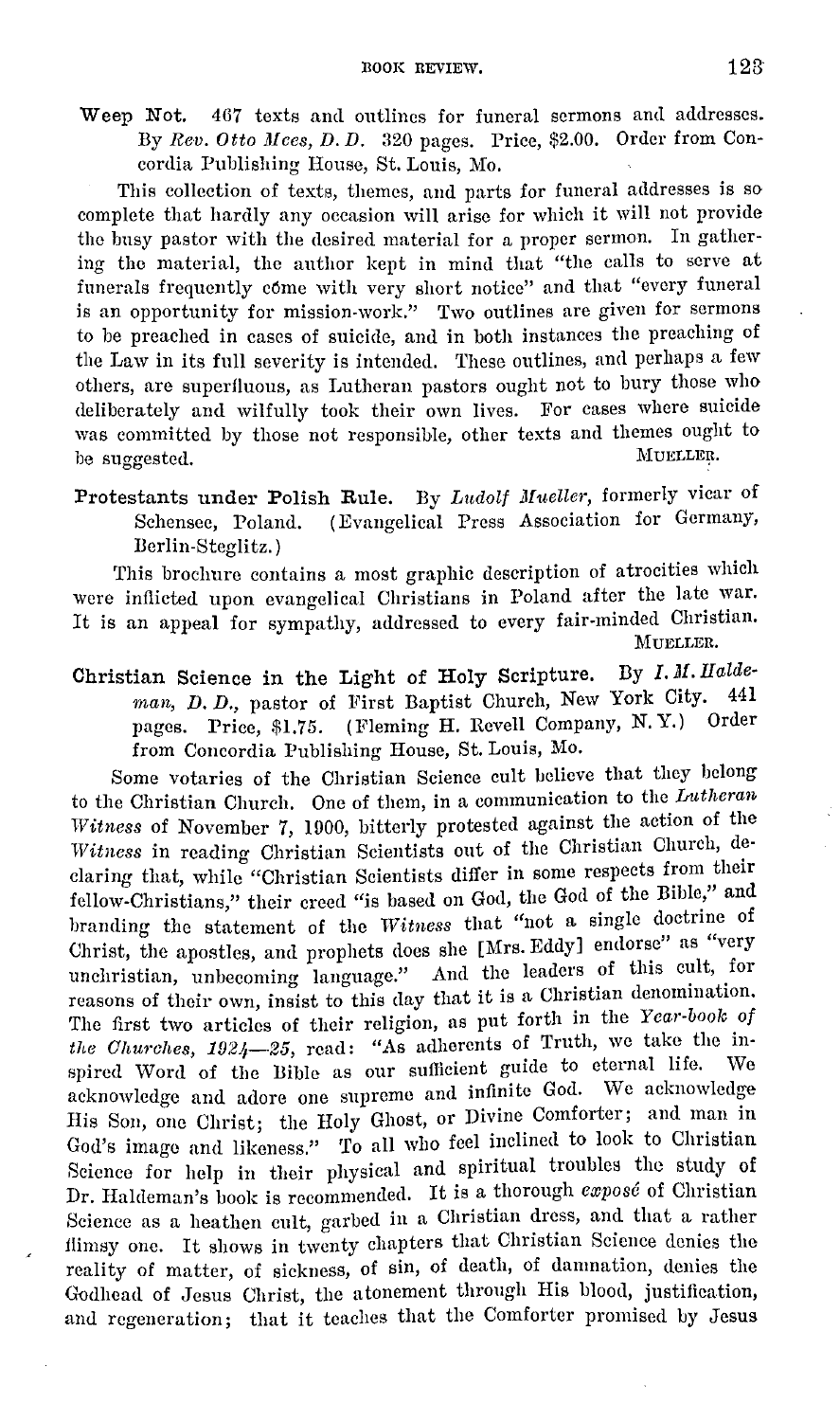**Weep Not.** 467 texts and outlines for funeral sermons and addresses. By *Rev. Otto Mees, D. D.* 320 pages. Price, $2.00. Order from Concordia Publishing House, St. Louis, Mo.

This collection of texts, themes, and parts for funeral addresses is so complete that hardly any occasion will arise for which it will not provide the busy pastor with the desired material for a proper sermon. In gathering the material, the author kept in mind that "the calls to serve at funerals frequently come with very short notice" and that "every funeral is an opportunity for mission-work." Two outlines are given for sermons to be preached in cases of suicide, and in both instances the preaching of the Law in its full severity is intended. These outlines, and perhaps a few others, are superfluous, as Lutheran pastors ought not to bury those who deliberately and wilfully took their own lives. For cases where suicide was committed by those not responsible, other texts and themes ought to be suggested. MUELLER.

**Protestants under Polish Rule.** By *Ludolf Mueller*, formerly vicar of Schensee, Poland. (Evangelical Press Association for Germany, Berlin-Steglitz.)

This brochure contains a most graphic description of atrocities which were inflicted upon evangelical Christians in Poland after the late war. It is an appeal for sympathy, addressed to every fair-minded Christian. MUELLER.

**Christian Science in the Light of Holy Scripture.** By *I. M. Haldeman, D. D.*, pastor of First Baptist Church, New York City. 441 pages. Price, $1.75. (Fleming H. Revell Company, N. Y.) Order from Concordia Publishing House, St. Louis, Mo.

Some votaries of the Christian Science cult believe that they belong to the Christian Church. One of them, in a communication to the *Lutheran Witness* of November 7, 1900, bitterly protested against the action of the *Witness* in reading Christian Scientists out of the Christian Church, declaring that, while "Christian Scientists differ in some respects from their fellow-Christians," their creed "is based on God, the God of the Bible," and branding the statement of the *Witness* that "not a single doctrine of Christ, the apostles, and prophets does she [Mrs. Eddy] endorse" as "very unchristian, unbecoming language." And the leaders of this cult, for reasons of their own, insist to this day that it is a Christian denomination. The first two articles of their religion, as put forth in the *Year-book of the Churches, 1924—25*, read: "As adherents of Truth, we take the inspired Word of the Bible as our sufficient guide to eternal life. We acknowledge and adore one supreme and infinite God. We acknowledge His Son, one Christ; the Holy Ghost, or Divine Comforter; and man in God's image and likeness." To all who feel inclined to look to Christian Science for help in their physical and spiritual troubles the study of Dr. Haldeman's book is recommended. It is a thorough *exposé* of Christian Science as a heathen cult, garbed in a Christian dress, and that a rather flimsy one. It shows in twenty chapters that Christian Science denies the reality of matter, of sickness, of sin, of death, of damnation, denies the Godhead of Jesus Christ, the atonement through His blood, justification, and regeneration; that it teaches that the Comforter promised by Jesus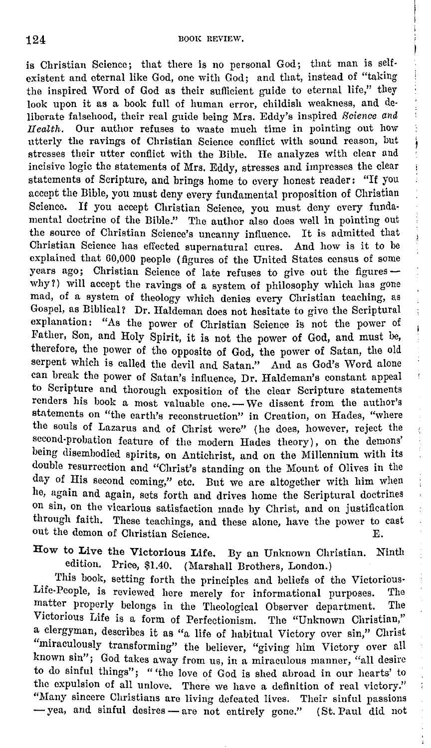is Christian Science; that there is no personal God; that man is self-existent and eternal like God, one with God; and that, instead of "taking the inspired Word of God as their sufficient guide to eternal life," they look upon it as a book full of human error, childish weakness, and deliberate falsehood, their real guide being Mrs. Eddy's inspired *Science and Health*. Our author refuses to waste much time in pointing out how utterly the ravings of Christian Science conflict with sound reason, but stresses their utter conflict with the Bible. He analyzes with clear and incisive logic the statements of Mrs. Eddy, stresses and impresses the clear statements of Scripture, and brings home to every honest reader: "If you accept the Bible, you must deny every fundamental proposition of Christian Science. If you accept Christian Science, you must deny every fundamental doctrine of the Bible." The author also does well in pointing out the source of Christian Science's uncanny influence. It is admitted that Christian Science has effected supernatural cures. And how is it to be explained that 60,000 people (figures of the United States census of some years ago; Christian Science of late refuses to give out the figures — why?) will accept the ravings of a system of philosophy which has gone mad, of a system of theology which denies every Christian teaching, as Gospel, as Biblical? Dr. Haldeman does not hesitate to give the Scriptural explanation: "As the power of Christian Science is not the power of Father, Son, and Holy Spirit, it is not the power of God, and must be, therefore, the power of the opposite of God, the power of Satan, the old serpent which is called the devil and Satan." And as God's Word alone can break the power of Satan's influence, Dr. Haldeman's constant appeal to Scripture and thorough exposition of the clear Scripture statements renders his book a most valuable one. — We dissent from the author's statements on "the earth's reconstruction" in Creation, on Hades, "where the souls of Lazarus and of Christ were" (he does, however, reject the second-probation feature of the modern Hades theory), on the demons' being disembodied spirits, on Antichrist, and on the Millennium with its double resurrection and "Christ's standing on the Mount of Olives in the day of His second coming," etc. But we are altogether with him when he, again and again, sets forth and drives home the Scriptural doctrines on sin, on the vicarious satisfaction made by Christ, and on justification through faith. These teachings, and these alone, have the power to cast out the demon of Christian Science. E.

**How to Live the Victorious Life.** By an Unknown Christian. Ninth edition. Price, $1.40. (Marshall Brothers, London.)

This book, setting forth the principles and beliefs of the Victorious-Life-People, is reviewed here merely for informational purposes. The matter properly belongs in the Theological Observer department. The Victorious Life is a form of Perfectionism. The "Unknown Christian," a clergyman, describes it as "a life of habitual Victory over sin," Christ "miraculously transforming" the believer, "giving him Victory over all known sin"; God takes away from us, in a miraculous manner, "all desire to do sinful things"; "'the love of God is shed abroad in our hearts' to the expulsion of all unlove. There we have a definition of real victory." "Many sincere Christians are living defeated lives. Their sinful passions — yea, and sinful desires — are not entirely gone." (St. Paul did not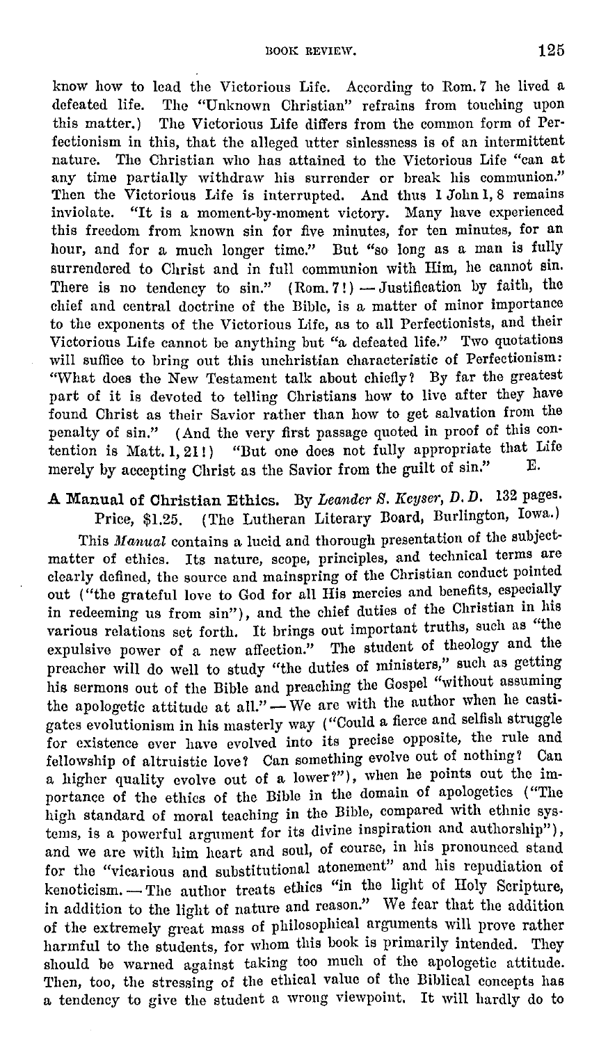know how to lead the Victorious Life. According to Rom. 7 he lived a defeated life. The "Unknown Christian" refrains from touching upon this matter.) The Victorious Life differs from the common form of Perfectionism in this, that the alleged utter sinlessness is of an intermittent nature. The Christian who has attained to the Victorious Life "can at any time partially withdraw his surrender or break his communion." Then the Victorious Life is interrupted. And thus 1 John 1, 8 remains inviolate. "It is a moment-by-moment victory. Many have experienced this freedom from known sin for five minutes, for ten minutes, for an hour, and for a much longer time." But "so long as a man is fully surrendered to Christ and in full communion with Him, he cannot sin. There is no tendency to sin." (Rom. 7!) — Justification by faith, the chief and central doctrine of the Bible, is a matter of minor importance to the exponents of the Victorious Life, as to all Perfectionists, and their Victorious Life cannot be anything but "a defeated life." Two quotations will suffice to bring out this unchristian characteristic of Perfectionism: "What does the New Testament talk about chiefly? By far the greatest part of it is devoted to telling Christians how to live after they have found Christ as their Savior rather than how to get salvation from the penalty of sin." (And the very first passage quoted in proof of this contention is Matt. 1, 21!) "But one does not fully appropriate that Life merely by accepting Christ as the Savior from the guilt of sin." E.

**A Manual of Christian Ethics.** By *Leander S. Keyser, D. D.* 132 pages. Price, $1.25. (The Lutheran Literary Board, Burlington, Iowa.)

This *Manual* contains a lucid and thorough presentation of the subject-matter of ethics. Its nature, scope, principles, and technical terms are clearly defined, the source and mainspring of the Christian conduct pointed out ("the grateful love to God for all His mercies and benefits, especially in redeeming us from sin"), and the chief duties of the Christian in his various relations set forth. It brings out important truths, such as "the expulsive power of a new affection." The student of theology and the preacher will do well to study "the duties of ministers," such as getting his sermons out of the Bible and preaching the Gospel "without assuming the apologetic attitude at all." — We are with the author when he castigates evolutionism in his masterly way ("Could a fierce and selfish struggle for existence ever have evolved into its precise opposite, the rule and fellowship of altruistic love? Can something evolve out of nothing? Can a higher quality evolve out of a lower?"), when he points out the importance of the ethics of the Bible in the domain of apologetics ("The high standard of moral teaching in the Bible, compared with ethnic systems, is a powerful argument for its divine inspiration and authorship"), and we are with him heart and soul, of course, in his pronounced stand for the "vicarious and substitutional atonement" and his repudiation of kenoticism. — The author treats ethics "in the light of Holy Scripture, in addition to the light of nature and reason." We fear that the addition of the extremely great mass of philosophical arguments will prove rather harmful to the students, for whom this book is primarily intended. They should be warned against taking too much of the apologetic attitude. Then, too, the stressing of the ethical value of the Biblical concepts has a tendency to give the student a wrong viewpoint. It will hardly do to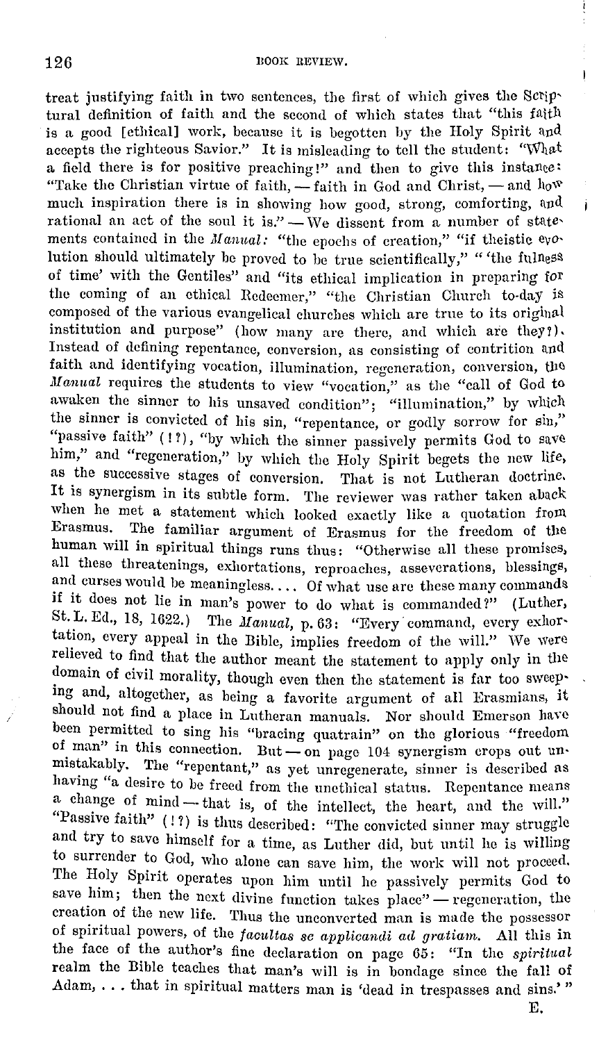treat justifying faith in two sentences, the first of which gives the Scriptural definition of faith and the second of which states that "this faith is a good [ethical] work, because it is begotten by the Holy Spirit and accepts the righteous Savior." It is misleading to tell the student: "What a field there is for positive preaching!" and then to give this instance: "Take the Christian virtue of faith, — faith in God and Christ, — and how much inspiration there is in showing how good, strong, comforting, and rational an act of the soul it is." — We dissent from a number of statements contained in the *Manual:* "the epochs of creation," "if theistic evolution should ultimately be proved to be true scientifically," "'the fulness of time' with the Gentiles" and "its ethical implication in preparing for the coming of an ethical Redeemer," "the Christian Church to-day is composed of the various evangelical churches which are true to its original institution and purpose" (how many are there, and which are they?). Instead of defining repentance, conversion, as consisting of contrition and faith and identifying vocation, illumination, regeneration, conversion, the *Manual* requires the students to view "vocation," as the "call of God to awaken the sinner to his unsaved condition"; "illumination," by which the sinner is convicted of his sin, "repentance, or godly sorrow for sin," "passive faith" (!?), "by which the sinner passively permits God to save him," and "regeneration," by which the Holy Spirit begets the new life, as the successive stages of conversion. That is not Lutheran doctrine. It is synergism in its subtle form. The reviewer was rather taken aback when he met a statement which looked exactly like a quotation from Erasmus. The familiar argument of Erasmus for the freedom of the human will in spiritual things runs thus: "Otherwise all these promises, all these threatenings, exhortations, reproaches, asseverations, blessings, and curses would be meaningless. ... Of what use are these many commands if it does not lie in man's power to do what is commanded?" (Luther, St. L. Ed., 18, 1622.) The *Manual*, p. 63: "Every command, every exhortation, every appeal in the Bible, implies freedom of the will." We were relieved to find that the author meant the statement to apply only in the domain of civil morality, though even then the statement is far too sweeping and, altogether, as being a favorite argument of all Erasmians, it should not find a place in Lutheran manuals. Nor should Emerson have been permitted to sing his "bracing quatrain" on the glorious "freedom of man" in this connection. But — on page 104 synergism crops out unmistakably. The "repentant," as yet unregenerate, sinner is described as having "a desire to be freed from the unethical status. Repentance means a change of mind — that is, of the intellect, the heart, and the will." "Passive faith" (!?) is thus described: "The convicted sinner may struggle and try to save himself for a time, as Luther did, but until he is willing to surrender to God, who alone can save him, the work will not proceed. The Holy Spirit operates upon him until he passively permits God to save him; then the next divine function takes place" — regeneration, the creation of the new life. Thus the unconverted man is made the possessor of spiritual powers, of the *facultas se applicandi ad gratiam.* All this in the face of the author's fine declaration on page 65: "In the *spiritual* realm the Bible teaches that man's will is in bondage since the fall of Adam, . . . that in spiritual matters man is 'dead in trespasses and sins.'"

E.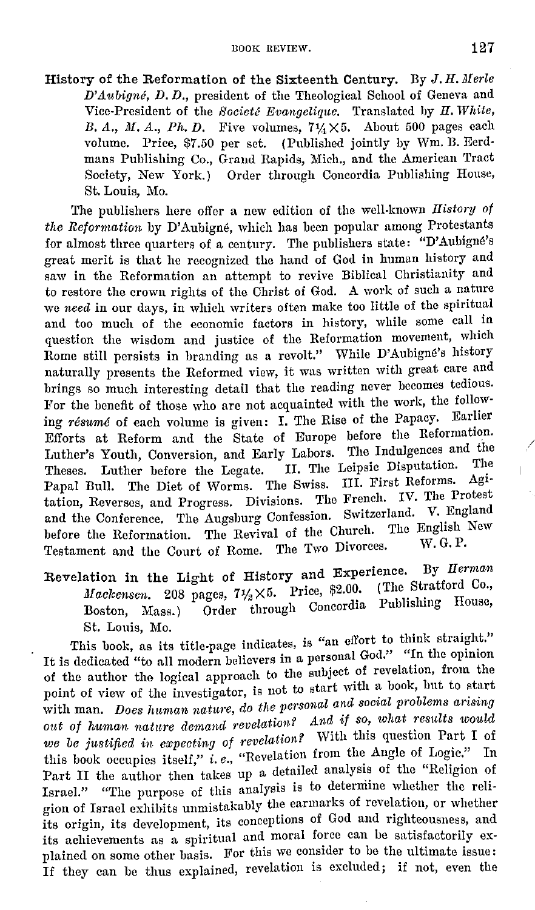**History of the Reformation of the Sixteenth Century.** By *J. H. Merle D'Aubigné, D. D.*, president of the Theological School of Geneva and Vice-President of the *Societé Evangelique*. Translated by *H. White, B. A., M. A., Ph. D.* Five volumes, $7\frac{1}{4} \times 5$. About 500 pages each volume. Price, $7.50 per set. (Published jointly by Wm. B. Eerdmans Publishing Co., Grand Rapids, Mich., and the American Tract Society, New York.) Order through Concordia Publishing House, St. Louis, Mo.

The publishers here offer a new edition of the well-known *History of the Reformation* by D'Aubigné, which has been popular among Protestants for almost three quarters of a century. The publishers state: "D'Aubigné's great merit is that he recognized the hand of God in human history and saw in the Reformation an attempt to revive Biblical Christianity and to restore the crown rights of the Christ of God. A work of such a nature we *need* in our days, in which writers often make too little of the spiritual and too much of the economic factors in history, while some call in question the wisdom and justice of the Reformation movement, which Rome still persists in branding as a revolt." While D'Aubigné's history naturally presents the Reformed view, it was written with great care and brings so much interesting detail that the reading never becomes tedious. For the benefit of those who are not acquainted with the work, the following *résumé* of each volume is given: I. The Rise of the Papacy. Earlier Efforts at Reform and the State of Europe before the Reformation. Luther's Youth, Conversion, and Early Labors. The Indulgences and the Theses. Luther before the Legate. II. The Leipsic Disputation. The Papal Bull. The Diet of Worms. The Swiss. III. First Reforms. Agitation, Reverses, and Progress. Divisions. The French. IV. The Protest and the Conference. The Augsburg Confession. Switzerland. V. England before the Reformation. The Revival of the Church. The English New Testament and the Court of Rome. The Two Divorces. W. G. P.

**Revelation in the Light of History and Experience.** By *Herman Mackensen.* 208 pages, $7\frac{1}{2} \times 5$. Price, $2.00. (The Stratford Co., Boston, Mass.) Order through Concordia Publishing House, St. Louis, Mo.

This book, as its title-page indicates, is "an effort to think straight." It is dedicated "to all modern believers in a personal God." "In the opinion of the author the logical approach to the subject of revelation, from the point of view of the investigator, is not to start with a book, but to start with man. *Does human nature, do the personal and social problems arising out of human nature demand revelation? And if so, what results would we be justified in expecting of revelation?* With this question Part I of this book occupies itself," *i. e.*, "Revelation from the Angle of Logic." In Part II the author then takes up a detailed analysis of the "Religion of Israel." "The purpose of this analysis is to determine whether the religion of Israel exhibits unmistakably the earmarks of revelation, or whether its origin, its development, its conceptions of God and righteousness, and its achievements as a spiritual and moral force can be satisfactorily explained on some other basis. For this we consider to be the ultimate issue: If they can be thus explained, revelation is excluded; if not, even the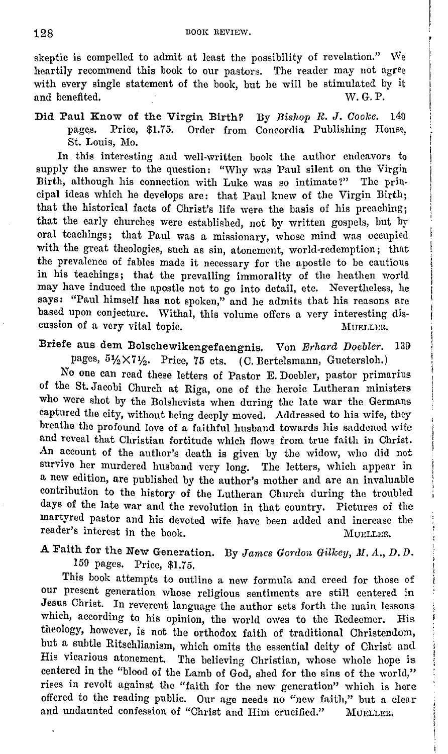skeptic is compelled to admit at least the possibility of revelation." We heartily recommend this book to our pastors. The reader may not agree with every single statement of the book, but he will be stimulated by it and benefited. W. G. P.

**Did Paul Know of the Virgin Birth?** By *Bishop R. J. Cooke.* 149 pages. Price, $1.75. Order from Concordia Publishing House, St. Louis, Mo.

In this interesting and well-written book the author endeavors to supply the answer to the question: "Why was Paul silent on the Virgin Birth, although his connection with Luke was so intimate?" The principal ideas which he develops are: that Paul knew of the Virgin Birth; that the historical facts of Christ's life were the basis of his preaching; that the early churches were established, not by written gospels, but by oral teachings; that Paul was a missionary, whose mind was occupied with the great theologies, such as sin, atonement, world-redemption; that the prevalence of fables made it necessary for the apostle to be cautious in his teachings; that the prevailing immorality of the heathen world may have induced the apostle not to go into detail, etc. Nevertheless, he says: "Paul himself has not spoken," and he admits that his reasons are based upon conjecture. Withal, this volume offers a very interesting discussion of a very vital topic. MUELLER.

**Briefe aus dem Bolschewikengefaengnis.** Von *Erhard Doebler.* 139 pages, $5\frac{1}{2} \times 7\frac{1}{2}$. Price, 75 cts. (C. Bertelsmann, Guetersloh.)

No one can read these letters of Pastor E. Doebler, pastor primarius of the St. Jacobi Church at Riga, one of the heroic Lutheran ministers who were shot by the Bolshevists when during the late war the Germans captured the city, without being deeply moved. Addressed to his wife, they breathe the profound love of a faithful husband towards his saddened wife and reveal that Christian fortitude which flows from true faith in Christ. An account of the author's death is given by the widow, who did not survive her murdered husband very long. The letters, which appear in a new edition, are published by the author's mother and are an invaluable contribution to the history of the Lutheran Church during the troubled days of the late war and the revolution in that country. Pictures of the martyred pastor and his devoted wife have been added and increase the reader's interest in the book. MUELLER.

**A Faith for the New Generation.** By *James Gordon Gilkey, M. A., D. D.* 159 pages. Price, $1.75.

This book attempts to outline a new formula and creed for those of our present generation whose religious sentiments are still centered in Jesus Christ. In reverent language the author sets forth the main lessons which, according to his opinion, the world owes to the Redeemer. His theology, however, is not the orthodox faith of traditional Christendom, but a subtle Ritschlianism, which omits the essential deity of Christ and His vicarious atonement. The believing Christian, whose whole hope is centered in the "blood of the Lamb of God, shed for the sins of the world," rises in revolt against the "faith for the new generation" which is here offered to the reading public. Our age needs no "new faith," but a clear and undaunted confession of "Christ and Him crucified." MUELLER.